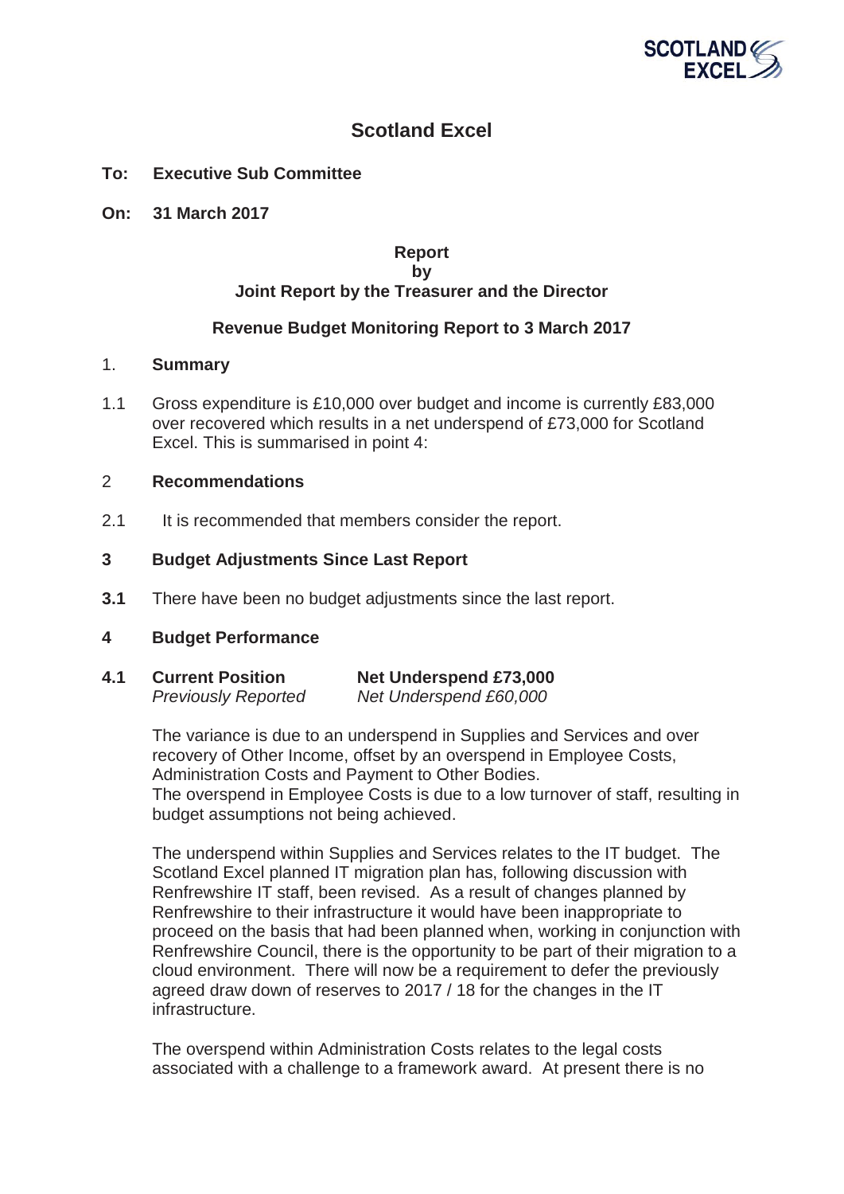# Scotland Excel

**To: Executive Sub Committee**

**On: 31 March 2017**

**Report**
**by**
**Joint Report by the Treasurer and the Director**

**Revenue Budget Monitoring Report to 3 March 2017**

## 1. Summary

1.1 Gross expenditure is £10,000 over budget and income is currently £83,000 over recovered which results in a net underspend of £73,000 for Scotland Excel. This is summarised in point 4:

## 2 Recommendations

2.1 It is recommended that members consider the report.

## 3 Budget Adjustments Since Last Report

**3.1** There have been no budget adjustments since the last report.

## 4 Budget Performance

**4.1 Current Position** **Net Underspend £73,000**
*Previously Reported* *Net Underspend £60,000*

The variance is due to an underspend in Supplies and Services and over recovery of Other Income, offset by an overspend in Employee Costs, Administration Costs and Payment to Other Bodies.
The overspend in Employee Costs is due to a low turnover of staff, resulting in budget assumptions not being achieved.

The underspend within Supplies and Services relates to the IT budget. The Scotland Excel planned IT migration plan has, following discussion with Renfrewshire IT staff, been revised. As a result of changes planned by Renfrewshire to their infrastructure it would have been inappropriate to proceed on the basis that had been planned when, working in conjunction with Renfrewshire Council, there is the opportunity to be part of their migration to a cloud environment. There will now be a requirement to defer the previously agreed draw down of reserves to 2017 / 18 for the changes in the IT infrastructure.

The overspend within Administration Costs relates to the legal costs associated with a challenge to a framework award. At present there is no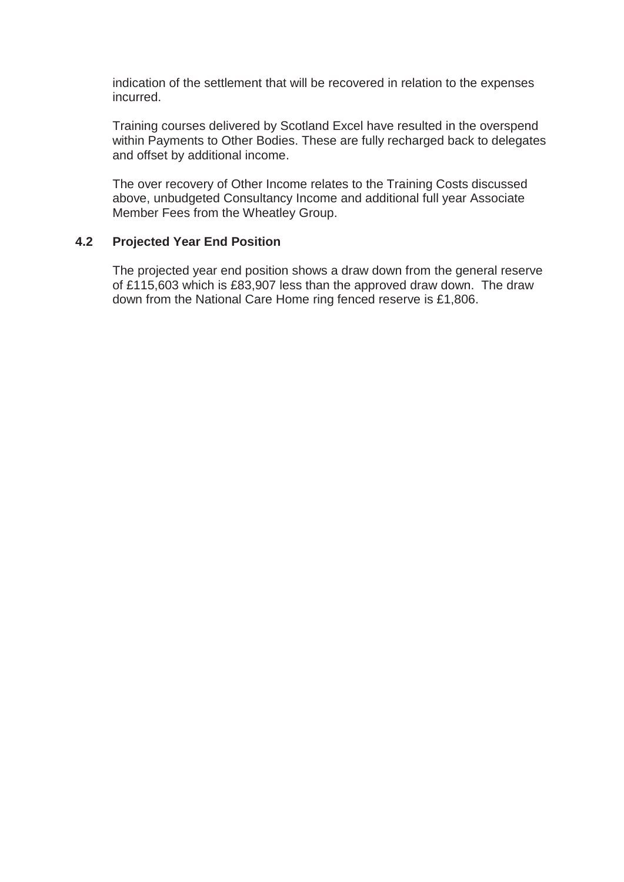indication of the settlement that will be recovered in relation to the expenses incurred.

Training courses delivered by Scotland Excel have resulted in the overspend within Payments to Other Bodies. These are fully recharged back to delegates and offset by additional income.

The over recovery of Other Income relates to the Training Costs discussed above, unbudgeted Consultancy Income and additional full year Associate Member Fees from the Wheatley Group.

## 4.2 Projected Year End Position

The projected year end position shows a draw down from the general reserve of £115,603 which is £83,907 less than the approved draw down. The draw down from the National Care Home ring fenced reserve is £1,806.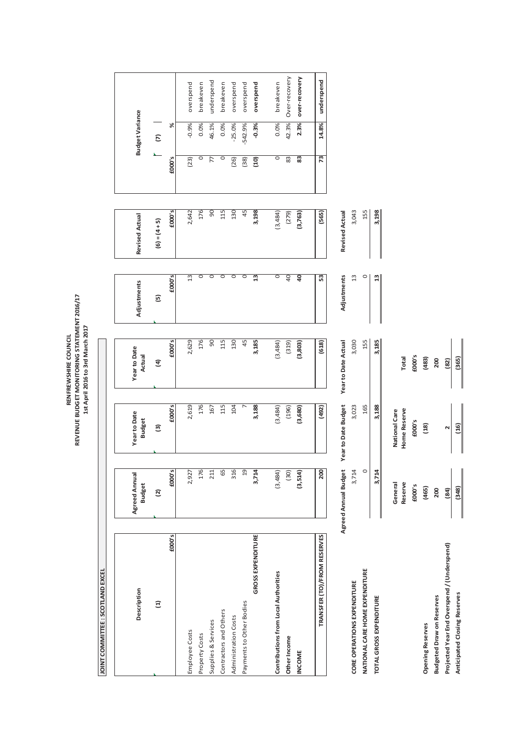# RENFREWSHIRE COUNCIL
## REVENUE BUDGET MONITORING STATEMENT 2016/17
### 1st April 2016 to 3rd March 2017

**JOINT COMMITTEE : SCOTLAND EXCEL**

| Description | Agreed Annual Budget | Year to Date Budget | Year to Date Actual | Adjustments | Revised Actual | Budget Variance | | |
|---|---|---|---|---|---|---|---|---|
| (1) | (2) | (3) | (4) | (5) | (6) = (4 + 5) | (7) | | |
| £000's | £000's | £000's | £000's | £000's | £000's | £000's | % | |
| Employee Costs | 2,927 | 2,619 | 2,629 | 13 | 2,642 | (23) | -0.9% | overspend |
| Property Costs | 176 | 176 | 176 | 0 | 176 | 0 | 0.0% | breakeven |
| Supplies & Services | 211 | 167 | 90 | 0 | 90 | 77 | 46.1% | underspend |
| Contractors and Others | 65 | 115 | 115 | 0 | 115 | 0 | 0.0% | breakeven |
| Administration Costs | 316 | 104 | 130 | 0 | 130 | (26) | -25.0% | overspend |
| Payments to Other Bodies | 19 | 7 | 45 | 0 | 45 | (38) | -542.9% | overspend |
| **GROSS EXPENDITURE** | **3,714** | **3,188** | **3,185** | **13** | **3,198** | **(10)** | **-0.3%** | **overspend** |
| Contributions from Local Authorities | (3,484) | (3,484) | (3,484) | 0 | (3,484) | 0 | 0.0% | breakeven |
| Other Income | (30) | (196) | (319) | 40 | (279) | 83 | 42.3% | Over-recovery |
| **INCOME** | **(3,514)** | **(3,680)** | **(3,803)** | **40** | **(3,763)** | **83** | **2.3%** | **over-recovery** |
| **TRANSFER (TO)/FROM RESERVES** | **200** | **(492)** | **(618)** | **53** | **(565)** | **73** | **14.8%** | **underspend** |

| | Agreed Annual Budget | Year to Date Budget | Year to Date Actual | Adjustments | Revised Actual |
|---|---|---|---|---|---|
| **CORE OPERATIONS EXPENDITURE** | 3,714 | 3,023 | 3,030 | 13 | 3,043 |
| **NATIONAL CARE HOME EXPENDITURE** | 0 | 165 | 155 | 0 | 155 |
| **TOTAL GROSS EXPENDITURE** | 3,714 | 3,188 | 3,185 | 13 | 3,198 |

| | General Reserve | National Care Home Reserve | Total |
|---|---|---|---|
| | £000's | £000's | £000's |
| **Opening Reserves** | (465) | (18) | (483) |
| **Budgeted Draw on Reserves** | 200 | | 200 |
| **Projected Year End Overspend / (Underspend)** | (84) | 2 | (82) |
| **Anticipated Closing Reserves** | (348) | (16) | (365) |